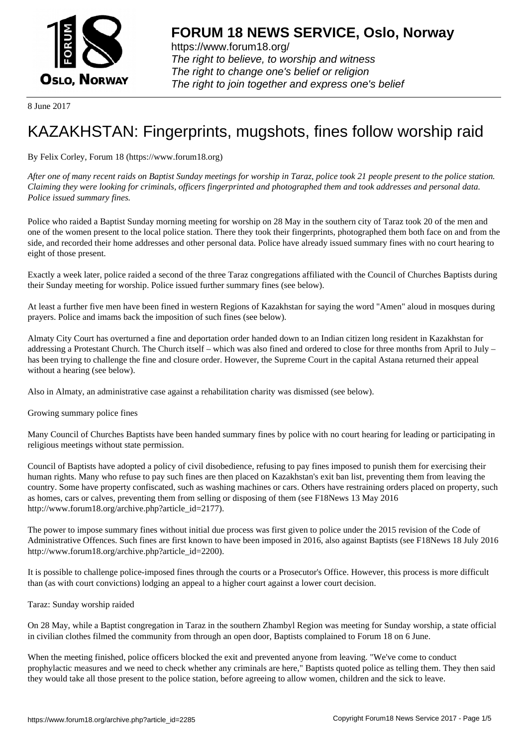# FORUM 18 NEWS SERVICE, Oslo, Norway

https://www.forum18.org/
*The right to believe, to worship and witness*
*The right to change one's belief or religion*
*The right to join together and express one's belief*

8 June 2017

# KAZAKHSTAN: Fingerprints, mugshots, fines follow worship raid

By Felix Corley, Forum 18 (https://www.forum18.org)

*After one of many recent raids on Baptist Sunday meetings for worship in Taraz, police took 21 people present to the police station. Claiming they were looking for criminals, officers fingerprinted and photographed them and took addresses and personal data. Police issued summary fines.*

Police who raided a Baptist Sunday morning meeting for worship on 28 May in the southern city of Taraz took 20 of the men and one of the women present to the local police station. There they took their fingerprints, photographed them both face on and from the side, and recorded their home addresses and other personal data. Police have already issued summary fines with no court hearing to eight of those present.

Exactly a week later, police raided a second of the three Taraz congregations affiliated with the Council of Churches Baptists during their Sunday meeting for worship. Police issued further summary fines (see below).

At least a further five men have been fined in western Regions of Kazakhstan for saying the word "Amen" aloud in mosques during prayers. Police and imams back the imposition of such fines (see below).

Almaty City Court has overturned a fine and deportation order handed down to an Indian citizen long resident in Kazakhstan for addressing a Protestant Church. The Church itself – which was also fined and ordered to close for three months from April to July – has been trying to challenge the fine and closure order. However, the Supreme Court in the capital Astana returned their appeal without a hearing (see below).

Also in Almaty, an administrative case against a rehabilitation charity was dismissed (see below).

## Growing summary police fines

Many Council of Churches Baptists have been handed summary fines by police with no court hearing for leading or participating in religious meetings without state permission.

Council of Baptists have adopted a policy of civil disobedience, refusing to pay fines imposed to punish them for exercising their human rights. Many who refuse to pay such fines are then placed on Kazakhstan's exit ban list, preventing them from leaving the country. Some have property confiscated, such as washing machines or cars. Others have restraining orders placed on property, such as homes, cars or calves, preventing them from selling or disposing of them (see F18News 13 May 2016 http://www.forum18.org/archive.php?article_id=2177).

The power to impose summary fines without initial due process was first given to police under the 2015 revision of the Code of Administrative Offences. Such fines are first known to have been imposed in 2016, also against Baptists (see F18News 18 July 2016 http://www.forum18.org/archive.php?article_id=2200).

It is possible to challenge police-imposed fines through the courts or a Prosecutor's Office. However, this process is more difficult than (as with court convictions) lodging an appeal to a higher court against a lower court decision.

## Taraz: Sunday worship raided

On 28 May, while a Baptist congregation in Taraz in the southern Zhambyl Region was meeting for Sunday worship, a state official in civilian clothes filmed the community from through an open door, Baptists complained to Forum 18 on 6 June.

When the meeting finished, police officers blocked the exit and prevented anyone from leaving. "We've come to conduct prophylactic measures and we need to check whether any criminals are here," Baptists quoted police as telling them. They then said they would take all those present to the police station, before agreeing to allow women, children and the sick to leave.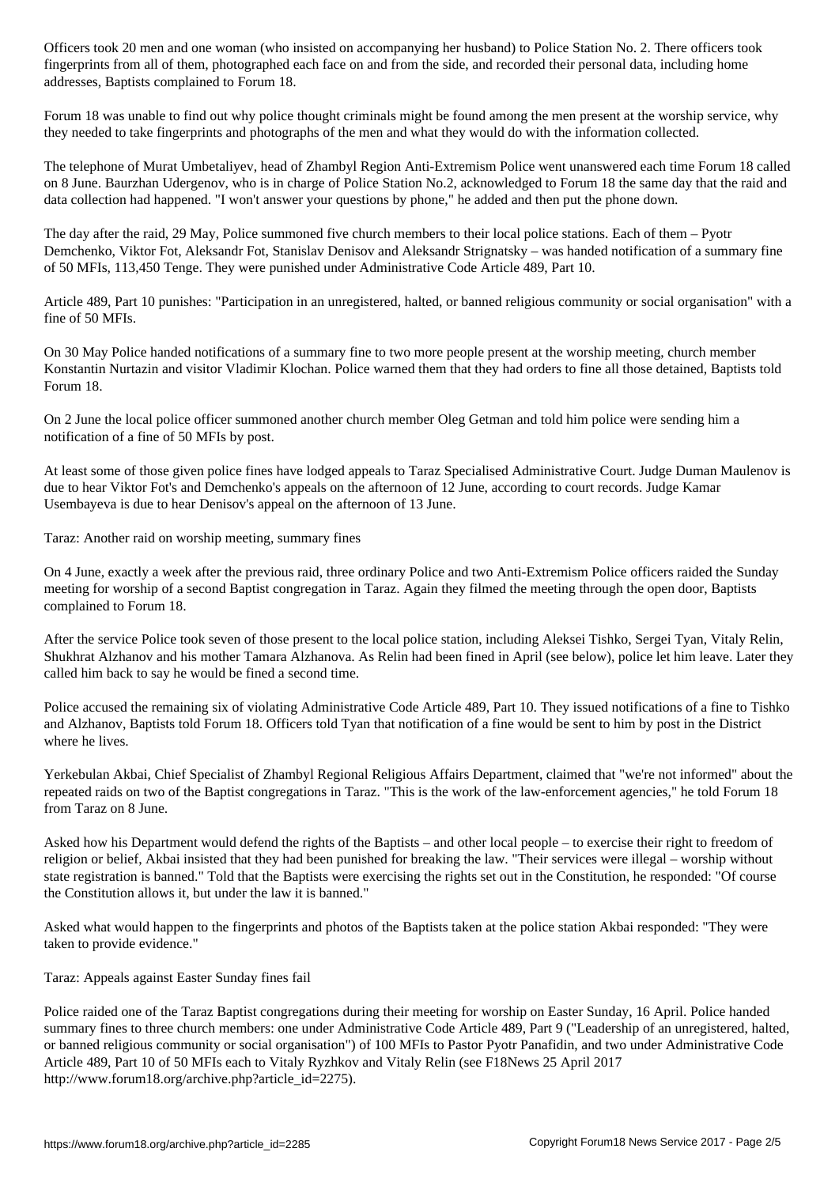Officers took 20 men and one woman (who insisted on accompanying her husband) to Police Station No. 2. There officers took fingerprints from all of them, photographed each face on and from the side, and recorded their personal data, including home addresses, Baptists complained to Forum 18.

Forum 18 was unable to find out why police thought criminals might be found among the men present at the worship service, why they needed to take fingerprints and photographs of the men and what they would do with the information collected.

The telephone of Murat Umbetaliyev, head of Zhambyl Region Anti-Extremism Police went unanswered each time Forum 18 called on 8 June. Baurzhan Udergenov, who is in charge of Police Station No.2, acknowledged to Forum 18 the same day that the raid and data collection had happened. "I won't answer your questions by phone," he added and then put the phone down.

The day after the raid, 29 May, Police summoned five church members to their local police stations. Each of them – Pyotr Demchenko, Viktor Fot, Aleksandr Fot, Stanislav Denisov and Aleksandr Strignatsky – was handed notification of a summary fine of 50 MFIs, 113,450 Tenge. They were punished under Administrative Code Article 489, Part 10.

Article 489, Part 10 punishes: "Participation in an unregistered, halted, or banned religious community or social organisation" with a fine of 50 MFIs.

On 30 May Police handed notifications of a summary fine to two more people present at the worship meeting, church member Konstantin Nurtazin and visitor Vladimir Klochan. Police warned them that they had orders to fine all those detained, Baptists told Forum 18.

On 2 June the local police officer summoned another church member Oleg Getman and told him police were sending him a notification of a fine of 50 MFIs by post.

At least some of those given police fines have lodged appeals to Taraz Specialised Administrative Court. Judge Duman Maulenov is due to hear Viktor Fot's and Demchenko's appeals on the afternoon of 12 June, according to court records. Judge Kamar Usembayeva is due to hear Denisov's appeal on the afternoon of 13 June.

## Taraz: Another raid on worship meeting, summary fines

On 4 June, exactly a week after the previous raid, three ordinary Police and two Anti-Extremism Police officers raided the Sunday meeting for worship of a second Baptist congregation in Taraz. Again they filmed the meeting through the open door, Baptists complained to Forum 18.

After the service Police took seven of those present to the local police station, including Aleksei Tishko, Sergei Tyan, Vitaly Relin, Shukhrat Alzhanov and his mother Tamara Alzhanova. As Relin had been fined in April (see below), police let him leave. Later they called him back to say he would be fined a second time.

Police accused the remaining six of violating Administrative Code Article 489, Part 10. They issued notifications of a fine to Tishko and Alzhanov, Baptists told Forum 18. Officers told Tyan that notification of a fine would be sent to him by post in the District where he lives.

Yerkebulan Akbai, Chief Specialist of Zhambyl Regional Religious Affairs Department, claimed that "we're not informed" about the repeated raids on two of the Baptist congregations in Taraz. "This is the work of the law-enforcement agencies," he told Forum 18 from Taraz on 8 June.

Asked how his Department would defend the rights of the Baptists – and other local people – to exercise their right to freedom of religion or belief, Akbai insisted that they had been punished for breaking the law. "Their services were illegal – worship without state registration is banned." Told that the Baptists were exercising the rights set out in the Constitution, he responded: "Of course the Constitution allows it, but under the law it is banned."

Asked what would happen to the fingerprints and photos of the Baptists taken at the police station Akbai responded: "They were taken to provide evidence."

## Taraz: Appeals against Easter Sunday fines fail

Police raided one of the Taraz Baptist congregations during their meeting for worship on Easter Sunday, 16 April. Police handed summary fines to three church members: one under Administrative Code Article 489, Part 9 ("Leadership of an unregistered, halted, or banned religious community or social organisation") of 100 MFIs to Pastor Pyotr Panafidin, and two under Administrative Code Article 489, Part 10 of 50 MFIs each to Vitaly Ryzhkov and Vitaly Relin (see F18News 25 April 2017 http://www.forum18.org/archive.php?article_id=2275).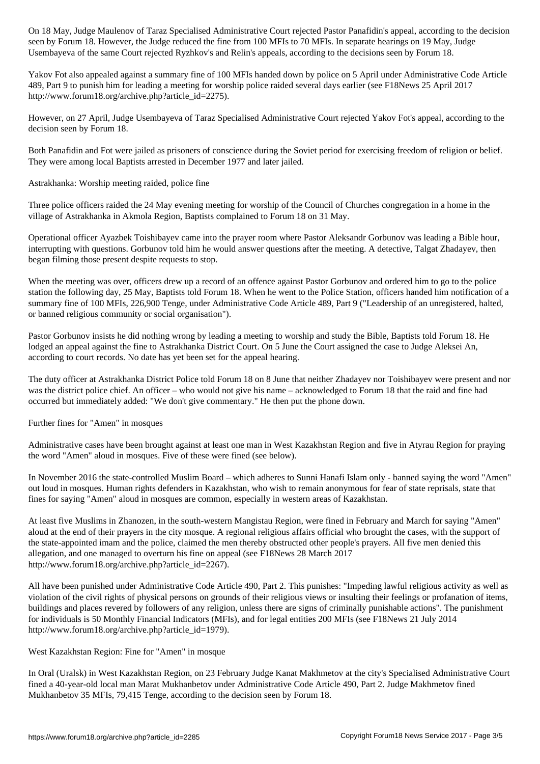On 18 May, Judge Maulenov of Taraz Specialised Administrative Court rejected Pastor Panafidin's appeal, according to the decision seen by Forum 18. However, the Judge reduced the fine from 100 MFIs to 70 MFIs. In separate hearings on 19 May, Judge Usembayeva of the same Court rejected Ryzhkov's and Relin's appeals, according to the decisions seen by Forum 18.

Yakov Fot also appealed against a summary fine of 100 MFIs handed down by police on 5 April under Administrative Code Article 489, Part 9 to punish him for leading a meeting for worship police raided several days earlier (see F18News 25 April 2017 http://www.forum18.org/archive.php?article_id=2275).

However, on 27 April, Judge Usembayeva of Taraz Specialised Administrative Court rejected Yakov Fot's appeal, according to the decision seen by Forum 18.

Both Panafidin and Fot were jailed as prisoners of conscience during the Soviet period for exercising freedom of religion or belief. They were among local Baptists arrested in December 1977 and later jailed.

## Astrakhanka: Worship meeting raided, police fine

Three police officers raided the 24 May evening meeting for worship of the Council of Churches congregation in a home in the village of Astrakhanka in Akmola Region, Baptists complained to Forum 18 on 31 May.

Operational officer Ayazbek Toishibayev came into the prayer room where Pastor Aleksandr Gorbunov was leading a Bible hour, interrupting with questions. Gorbunov told him he would answer questions after the meeting. A detective, Talgat Zhadayev, then began filming those present despite requests to stop.

When the meeting was over, officers drew up a record of an offence against Pastor Gorbunov and ordered him to go to the police station the following day, 25 May, Baptists told Forum 18. When he went to the Police Station, officers handed him notification of a summary fine of 100 MFIs, 226,900 Tenge, under Administrative Code Article 489, Part 9 ("Leadership of an unregistered, halted, or banned religious community or social organisation").

Pastor Gorbunov insists he did nothing wrong by leading a meeting to worship and study the Bible, Baptists told Forum 18. He lodged an appeal against the fine to Astrakhanka District Court. On 5 June the Court assigned the case to Judge Aleksei An, according to court records. No date has yet been set for the appeal hearing.

The duty officer at Astrakhanka District Police told Forum 18 on 8 June that neither Zhadayev nor Toishibayev were present and nor was the district police chief. An officer – who would not give his name – acknowledged to Forum 18 that the raid and fine had occurred but immediately added: "We don't give commentary." He then put the phone down.

## Further fines for "Amen" in mosques

Administrative cases have been brought against at least one man in West Kazakhstan Region and five in Atyrau Region for praying the word "Amen" aloud in mosques. Five of these were fined (see below).

In November 2016 the state-controlled Muslim Board – which adheres to Sunni Hanafi Islam only - banned saying the word "Amen" out loud in mosques. Human rights defenders in Kazakhstan, who wish to remain anonymous for fear of state reprisals, state that fines for saying "Amen" aloud in mosques are common, especially in western areas of Kazakhstan.

At least five Muslims in Zhanozen, in the south-western Mangistau Region, were fined in February and March for saying "Amen" aloud at the end of their prayers in the city mosque. A regional religious affairs official who brought the cases, with the support of the state-appointed imam and the police, claimed the men thereby obstructed other people's prayers. All five men denied this allegation, and one managed to overturn his fine on appeal (see F18News 28 March 2017 http://www.forum18.org/archive.php?article_id=2267).

All have been punished under Administrative Code Article 490, Part 2. This punishes: "Impeding lawful religious activity as well as violation of the civil rights of physical persons on grounds of their religious views or insulting their feelings or profanation of items, buildings and places revered by followers of any religion, unless there are signs of criminally punishable actions". The punishment for individuals is 50 Monthly Financial Indicators (MFIs), and for legal entities 200 MFIs (see F18News 21 July 2014 http://www.forum18.org/archive.php?article_id=1979).

## West Kazakhstan Region: Fine for "Amen" in mosque

In Oral (Uralsk) in West Kazakhstan Region, on 23 February Judge Kanat Makhmetov at the city's Specialised Administrative Court fined a 40-year-old local man Marat Mukhanbetov under Administrative Code Article 490, Part 2. Judge Makhmetov fined Mukhanbetov 35 MFIs, 79,415 Tenge, according to the decision seen by Forum 18.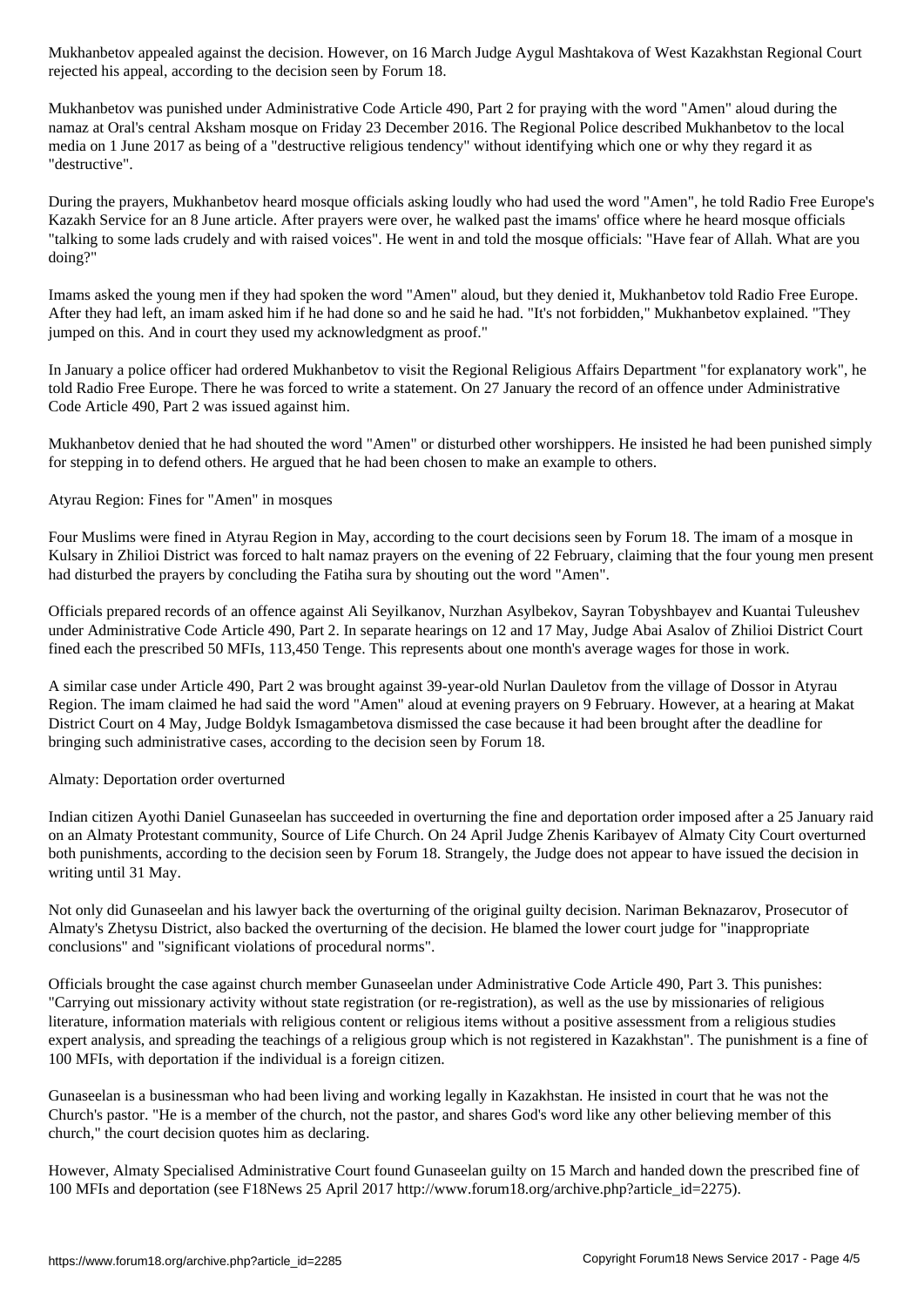Mukhanbetov appealed against the decision. However, on 16 March Judge Aygul Mashtakova of West Kazakhstan Regional Court rejected his appeal, according to the decision seen by Forum 18.

Mukhanbetov was punished under Administrative Code Article 490, Part 2 for praying with the word "Amen" aloud during the namaz at Oral's central Aksham mosque on Friday 23 December 2016. The Regional Police described Mukhanbetov to the local media on 1 June 2017 as being of a "destructive religious tendency" without identifying which one or why they regard it as "destructive".

During the prayers, Mukhanbetov heard mosque officials asking loudly who had used the word "Amen", he told Radio Free Europe's Kazakh Service for an 8 June article. After prayers were over, he walked past the imams' office where he heard mosque officials "talking to some lads crudely and with raised voices". He went in and told the mosque officials: "Have fear of Allah. What are you doing?"

Imams asked the young men if they had spoken the word "Amen" aloud, but they denied it, Mukhanbetov told Radio Free Europe. After they had left, an imam asked him if he had done so and he said he had. "It's not forbidden," Mukhanbetov explained. "They jumped on this. And in court they used my acknowledgment as proof."

In January a police officer had ordered Mukhanbetov to visit the Regional Religious Affairs Department "for explanatory work", he told Radio Free Europe. There he was forced to write a statement. On 27 January the record of an offence under Administrative Code Article 490, Part 2 was issued against him.

Mukhanbetov denied that he had shouted the word "Amen" or disturbed other worshippers. He insisted he had been punished simply for stepping in to defend others. He argued that he had been chosen to make an example to others.

Atyrau Region: Fines for "Amen" in mosques

Four Muslims were fined in Atyrau Region in May, according to the court decisions seen by Forum 18. The imam of a mosque in Kulsary in Zhilioi District was forced to halt namaz prayers on the evening of 22 February, claiming that the four young men present had disturbed the prayers by concluding the Fatiha sura by shouting out the word "Amen".

Officials prepared records of an offence against Ali Seyilkanov, Nurzhan Asylbekov, Sayran Tobyshbayev and Kuantai Tuleushev under Administrative Code Article 490, Part 2. In separate hearings on 12 and 17 May, Judge Abai Asalov of Zhilioi District Court fined each the prescribed 50 MFIs, 113,450 Tenge. This represents about one month's average wages for those in work.

A similar case under Article 490, Part 2 was brought against 39-year-old Nurlan Dauletov from the village of Dossor in Atyrau Region. The imam claimed he had said the word "Amen" aloud at evening prayers on 9 February. However, at a hearing at Makat District Court on 4 May, Judge Boldyk Ismagambetova dismissed the case because it had been brought after the deadline for bringing such administrative cases, according to the decision seen by Forum 18.

Almaty: Deportation order overturned

Indian citizen Ayothi Daniel Gunaseelan has succeeded in overturning the fine and deportation order imposed after a 25 January raid on an Almaty Protestant community, Source of Life Church. On 24 April Judge Zhenis Karibayev of Almaty City Court overturned both punishments, according to the decision seen by Forum 18. Strangely, the Judge does not appear to have issued the decision in writing until 31 May.

Not only did Gunaseelan and his lawyer back the overturning of the original guilty decision. Nariman Beknazarov, Prosecutor of Almaty's Zhetysu District, also backed the overturning of the decision. He blamed the lower court judge for "inappropriate conclusions" and "significant violations of procedural norms".

Officials brought the case against church member Gunaseelan under Administrative Code Article 490, Part 3. This punishes: "Carrying out missionary activity without state registration (or re-registration), as well as the use by missionaries of religious literature, information materials with religious content or religious items without a positive assessment from a religious studies expert analysis, and spreading the teachings of a religious group which is not registered in Kazakhstan". The punishment is a fine of 100 MFIs, with deportation if the individual is a foreign citizen.

Gunaseelan is a businessman who had been living and working legally in Kazakhstan. He insisted in court that he was not the Church's pastor. "He is a member of the church, not the pastor, and shares God's word like any other believing member of this church," the court decision quotes him as declaring.

However, Almaty Specialised Administrative Court found Gunaseelan guilty on 15 March and handed down the prescribed fine of 100 MFIs and deportation (see F18News 25 April 2017 http://www.forum18.org/archive.php?article_id=2275).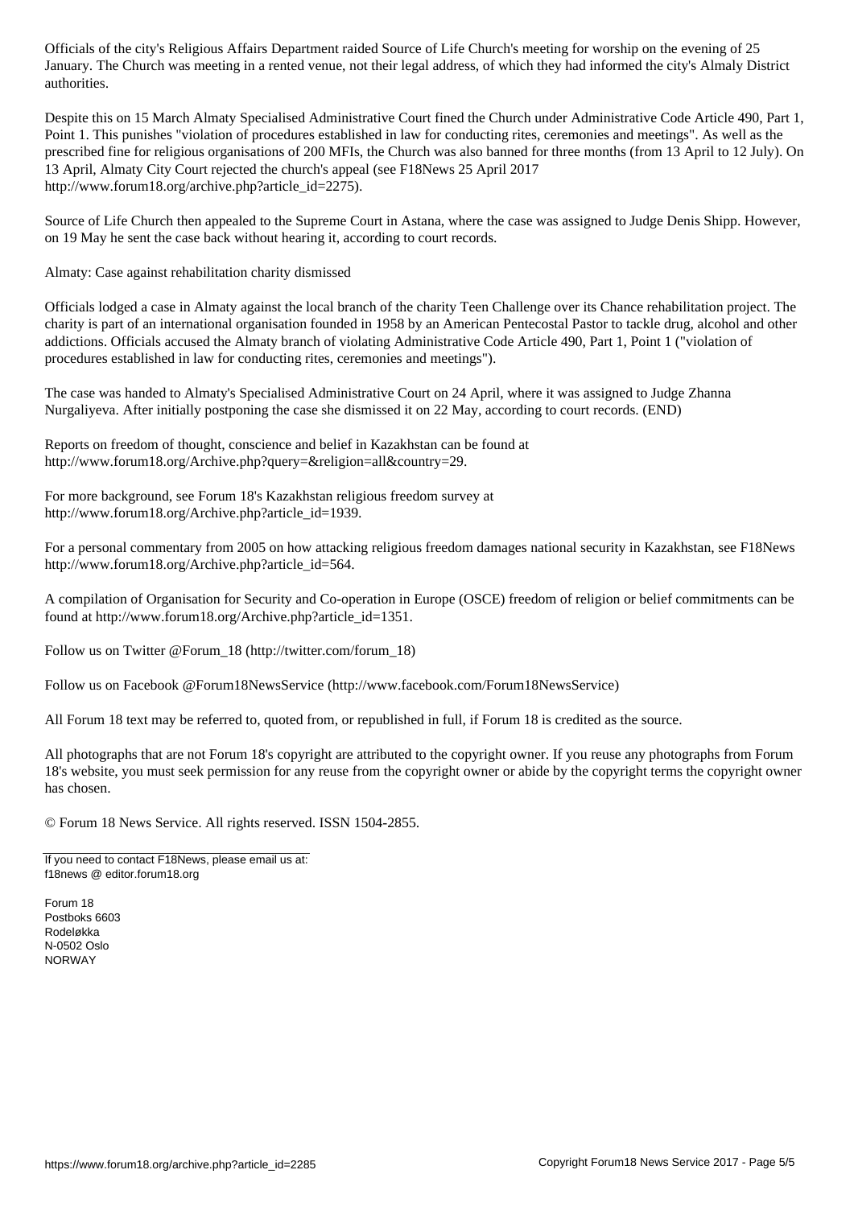Officials of the city's Religious Affairs Department raided Source of Life Church's meeting for worship on the evening of 25 January. The Church was meeting in a rented venue, not their legal address, of which they had informed the city's Almaly District authorities.

Despite this on 15 March Almaty Specialised Administrative Court fined the Church under Administrative Code Article 490, Part 1, Point 1. This punishes "violation of procedures established in law for conducting rites, ceremonies and meetings". As well as the prescribed fine for religious organisations of 200 MFIs, the Church was also banned for three months (from 13 April to 12 July). On 13 April, Almaty City Court rejected the church's appeal (see F18News 25 April 2017 http://www.forum18.org/archive.php?article_id=2275).

Source of Life Church then appealed to the Supreme Court in Astana, where the case was assigned to Judge Denis Shipp. However, on 19 May he sent the case back without hearing it, according to court records.

Almaty: Case against rehabilitation charity dismissed

Officials lodged a case in Almaty against the local branch of the charity Teen Challenge over its Chance rehabilitation project. The charity is part of an international organisation founded in 1958 by an American Pentecostal Pastor to tackle drug, alcohol and other addictions. Officials accused the Almaty branch of violating Administrative Code Article 490, Part 1, Point 1 ("violation of procedures established in law for conducting rites, ceremonies and meetings").

The case was handed to Almaty's Specialised Administrative Court on 24 April, where it was assigned to Judge Zhanna Nurgaliyeva. After initially postponing the case she dismissed it on 22 May, according to court records. (END)

Reports on freedom of thought, conscience and belief in Kazakhstan can be found at http://www.forum18.org/Archive.php?query=&religion=all&country=29.

For more background, see Forum 18's Kazakhstan religious freedom survey at http://www.forum18.org/Archive.php?article_id=1939.

For a personal commentary from 2005 on how attacking religious freedom damages national security in Kazakhstan, see F18News http://www.forum18.org/Archive.php?article_id=564.

A compilation of Organisation for Security and Co-operation in Europe (OSCE) freedom of religion or belief commitments can be found at http://www.forum18.org/Archive.php?article_id=1351.

Follow us on Twitter @Forum_18 (http://twitter.com/forum_18)

Follow us on Facebook @Forum18NewsService (http://www.facebook.com/Forum18NewsService)

All Forum 18 text may be referred to, quoted from, or republished in full, if Forum 18 is credited as the source.

All photographs that are not Forum 18's copyright are attributed to the copyright owner. If you reuse any photographs from Forum 18's website, you must seek permission for any reuse from the copyright owner or abide by the copyright terms the copyright owner has chosen.

© Forum 18 News Service. All rights reserved. ISSN 1504-2855.

If you need to contact F18News, please email us at:
f18news @ editor.forum18.org

Forum 18
Postboks 6603
Rodeløkka
N-0502 Oslo
NORWAY